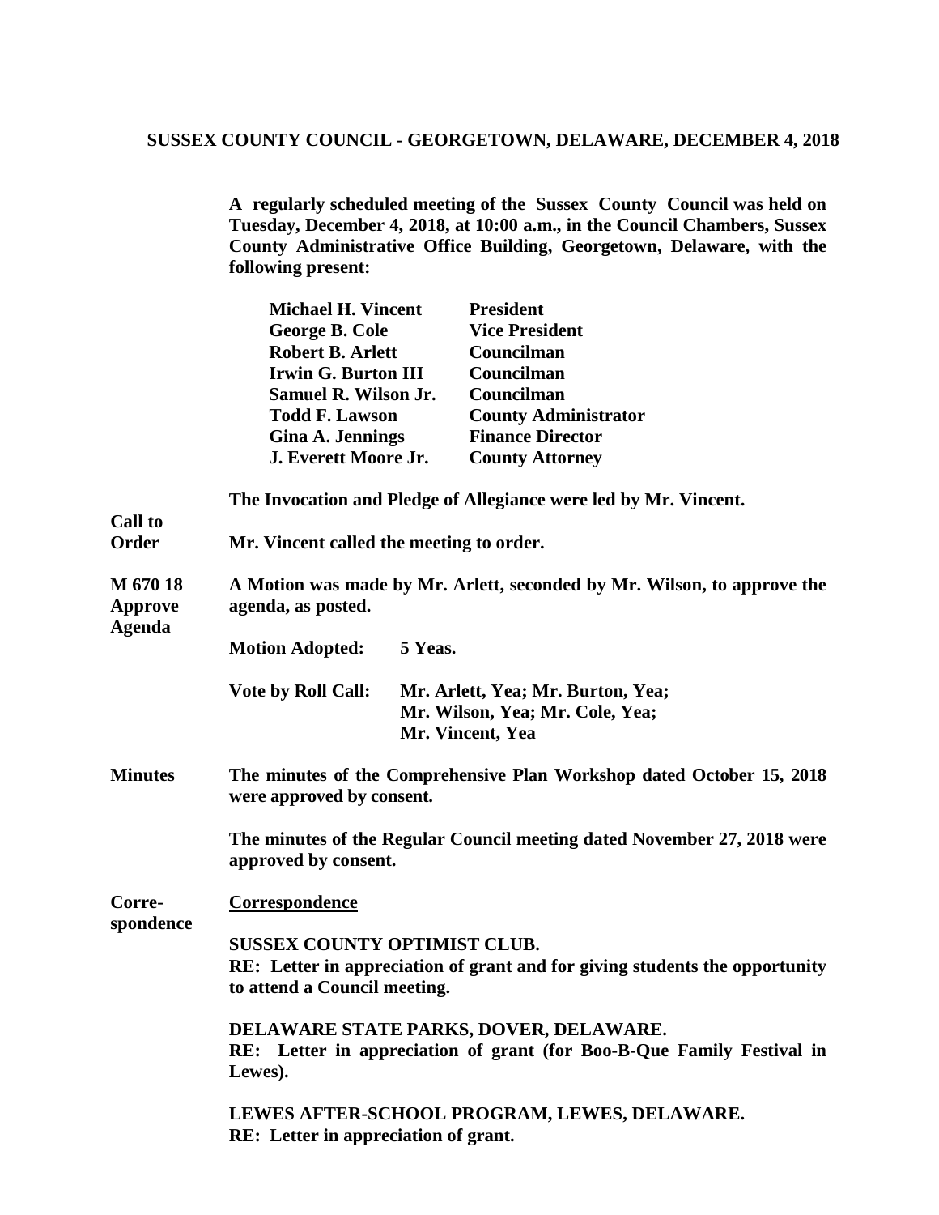**SUSSEX COUNTY COUNCIL - GEORGETOWN, DELAWARE, DECEMBER 4, 2018**

**A regularly scheduled meeting of the Sussex County Council was held on Tuesday, December 4, 2018, at 10:00 a.m., in the Council Chambers, Sussex County Administrative Office Building, Georgetown, Delaware, with the following present:**

| | |
|---|---|
| **Michael H. Vincent** | **President** |
| **George B. Cole** | **Vice President** |
| **Robert B. Arlett** | **Councilman** |
| **Irwin G. Burton III** | **Councilman** |
| **Samuel R. Wilson Jr.** | **Councilman** |
| **Todd F. Lawson** | **County Administrator** |
| **Gina A. Jennings** | **Finance Director** |
| **J. Everett Moore Jr.** | **County Attorney** |

**The Invocation and Pledge of Allegiance were led by Mr. Vincent.**

**Call to Order**

**Mr. Vincent called the meeting to order.**

**M 670 18 Approve Agenda**

**A Motion was made by Mr. Arlett, seconded by Mr. Wilson, to approve the agenda, as posted.**

**Motion Adopted:** **5 Yeas.**

**Vote by Roll Call:** **Mr. Arlett, Yea; Mr. Burton, Yea; Mr. Wilson, Yea; Mr. Cole, Yea; Mr. Vincent, Yea**

**Minutes**

**The minutes of the Comprehensive Plan Workshop dated October 15, 2018 were approved by consent.**

**The minutes of the Regular Council meeting dated November 27, 2018 were approved by consent.**

**Correspondence**

**Correspondence**

**SUSSEX COUNTY OPTIMIST CLUB.**
**RE: Letter in appreciation of grant and for giving students the opportunity to attend a Council meeting.**

**DELAWARE STATE PARKS, DOVER, DELAWARE.**
**RE: Letter in appreciation of grant (for Boo-B-Que Family Festival in Lewes).**

**LEWES AFTER-SCHOOL PROGRAM, LEWES, DELAWARE.**
**RE: Letter in appreciation of grant.**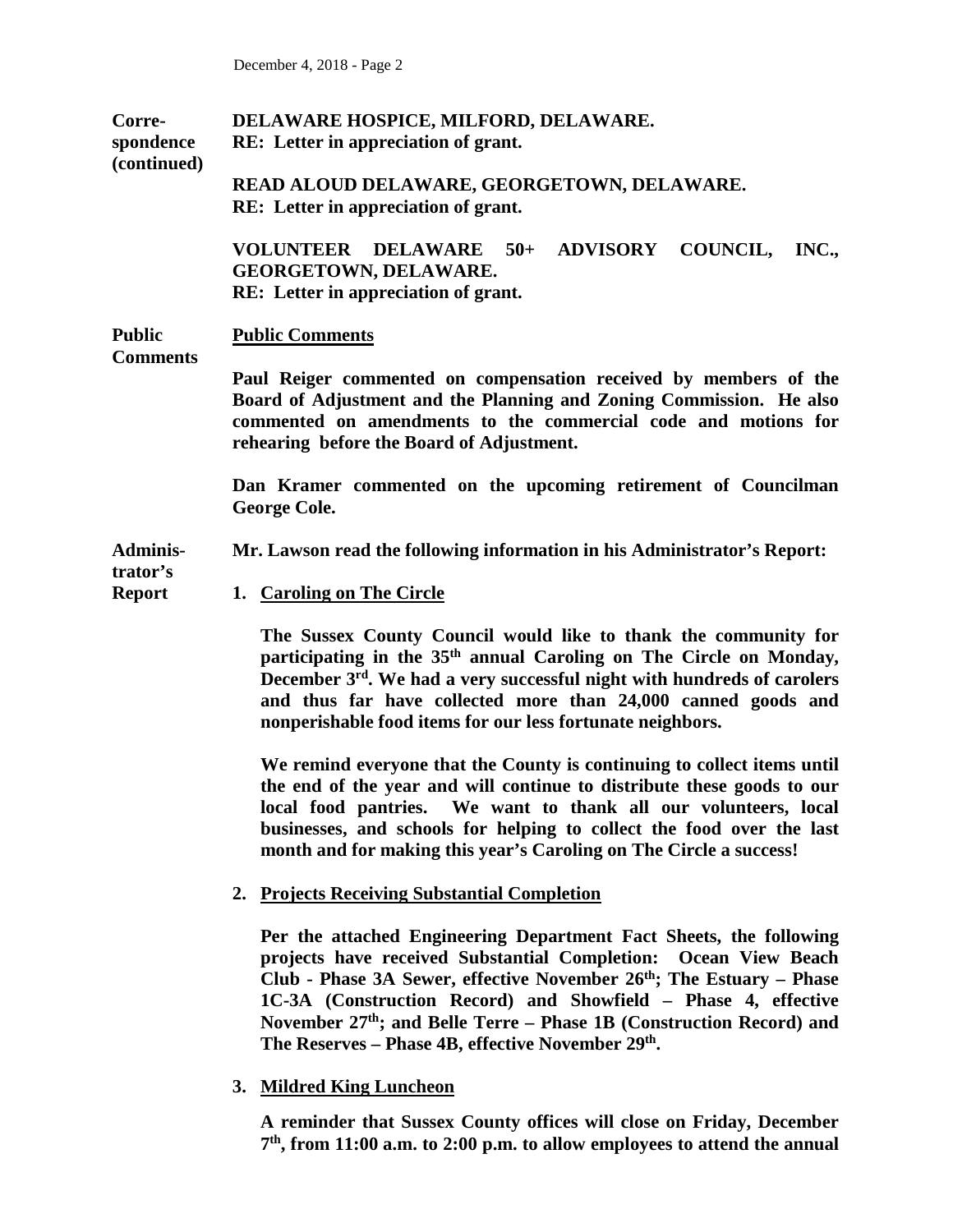**Correspondence (continued)**

**DELAWARE HOSPICE, MILFORD, DELAWARE.**
**RE: Letter in appreciation of grant.**

**READ ALOUD DELAWARE, GEORGETOWN, DELAWARE.**
**RE: Letter in appreciation of grant.**

**VOLUNTEER DELAWARE 50+ ADVISORY COUNCIL, INC., GEORGETOWN, DELAWARE.**
**RE: Letter in appreciation of grant.**

**Public Comments**

**Public Comments**

**Paul Reiger commented on compensation received by members of the Board of Adjustment and the Planning and Zoning Commission. He also commented on amendments to the commercial code and motions for rehearing before the Board of Adjustment.**

**Dan Kramer commented on the upcoming retirement of Councilman George Cole.**

**Administrator's Report**

**Mr. Lawson read the following information in his Administrator's Report:**

1. **Caroling on The Circle**

   **The Sussex County Council would like to thank the community for participating in the 35th annual Caroling on The Circle on Monday, December 3rd. We had a very successful night with hundreds of carolers and thus far have collected more than 24,000 canned goods and nonperishable food items for our less fortunate neighbors.**

   **We remind everyone that the County is continuing to collect items until the end of the year and will continue to distribute these goods to our local food pantries. We want to thank all our volunteers, local businesses, and schools for helping to collect the food over the last month and for making this year's Caroling on The Circle a success!**

2. **Projects Receiving Substantial Completion**

   **Per the attached Engineering Department Fact Sheets, the following projects have received Substantial Completion: Ocean View Beach Club - Phase 3A Sewer, effective November 26th; The Estuary – Phase 1C-3A (Construction Record) and Showfield – Phase 4, effective November 27th; and Belle Terre – Phase 1B (Construction Record) and The Reserves – Phase 4B, effective November 29th.**

3. **Mildred King Luncheon**

   **A reminder that Sussex County offices will close on Friday, December 7th, from 11:00 a.m. to 2:00 p.m. to allow employees to attend the annual**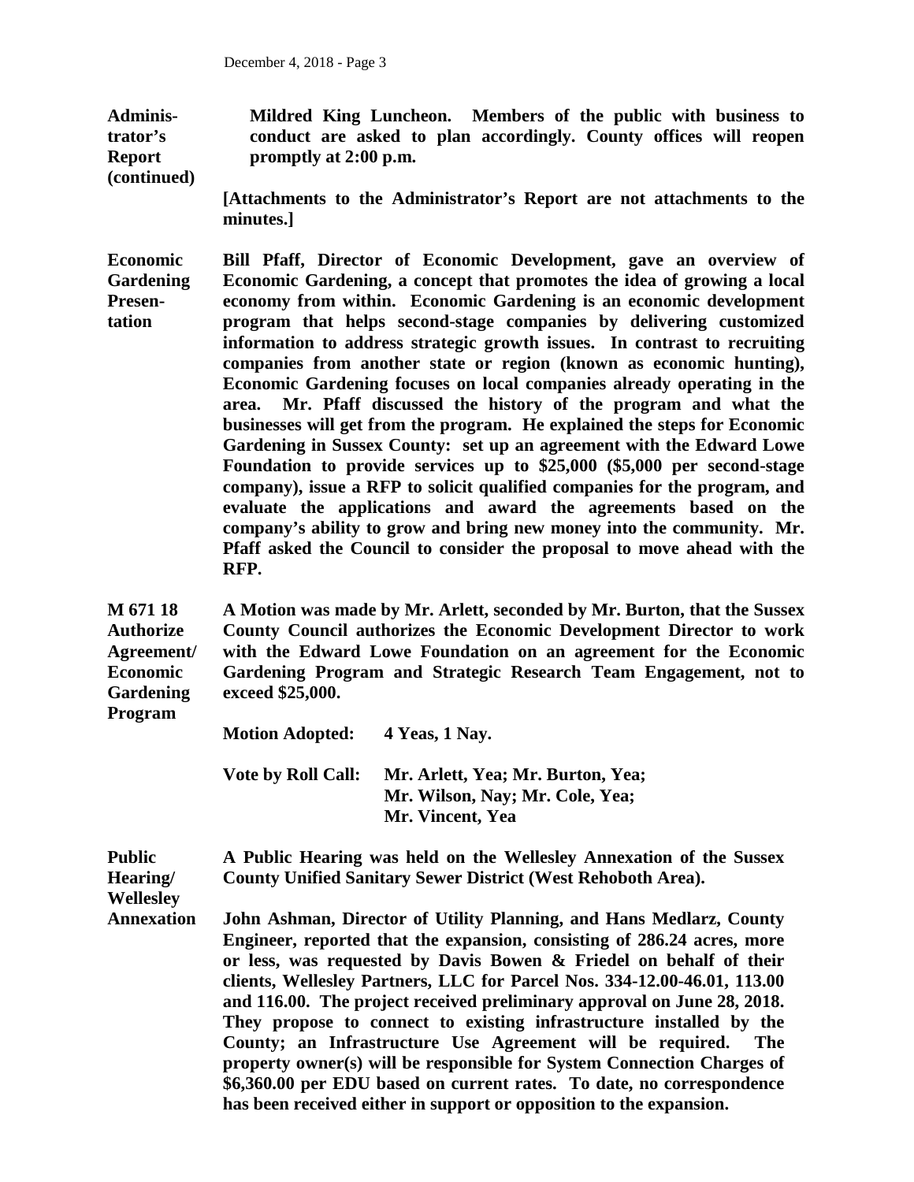**Administrator's Report (continued)**

**Mildred King Luncheon. Members of the public with business to conduct are asked to plan accordingly. County offices will reopen promptly at 2:00 p.m.**

**[Attachments to the Administrator's Report are not attachments to the minutes.]**

**Economic Gardening Presentation**

**Bill Pfaff, Director of Economic Development, gave an overview of Economic Gardening, a concept that promotes the idea of growing a local economy from within. Economic Gardening is an economic development program that helps second-stage companies by delivering customized information to address strategic growth issues. In contrast to recruiting companies from another state or region (known as economic hunting), Economic Gardening focuses on local companies already operating in the area. Mr. Pfaff discussed the history of the program and what the businesses will get from the program. He explained the steps for Economic Gardening in Sussex County: set up an agreement with the Edward Lowe Foundation to provide services up to $25,000 ($5,000 per second-stage company), issue a RFP to solicit qualified companies for the program, and evaluate the applications and award the agreements based on the company's ability to grow and bring new money into the community. Mr. Pfaff asked the Council to consider the proposal to move ahead with the RFP.**

**M 671 18 Authorize Agreement/ Economic Gardening Program**

**A Motion was made by Mr. Arlett, seconded by Mr. Burton, that the Sussex County Council authorizes the Economic Development Director to work with the Edward Lowe Foundation on an agreement for the Economic Gardening Program and Strategic Research Team Engagement, not to exceed $25,000.**

**Motion Adopted: 4 Yeas, 1 Nay.**

**Vote by Roll Call: Mr. Arlett, Yea; Mr. Burton, Yea;
Mr. Wilson, Nay; Mr. Cole, Yea;
Mr. Vincent, Yea**

**Public Hearing/ Wellesley Annexation**

**A Public Hearing was held on the Wellesley Annexation of the Sussex County Unified Sanitary Sewer District (West Rehoboth Area).**

**John Ashman, Director of Utility Planning, and Hans Medlarz, County Engineer, reported that the expansion, consisting of 286.24 acres, more or less, was requested by Davis Bowen & Friedel on behalf of their clients, Wellesley Partners, LLC for Parcel Nos. 334-12.00-46.01, 113.00 and 116.00. The project received preliminary approval on June 28, 2018. They propose to connect to existing infrastructure installed by the County; an Infrastructure Use Agreement will be required. The property owner(s) will be responsible for System Connection Charges of $6,360.00 per EDU based on current rates. To date, no correspondence has been received either in support or opposition to the expansion.**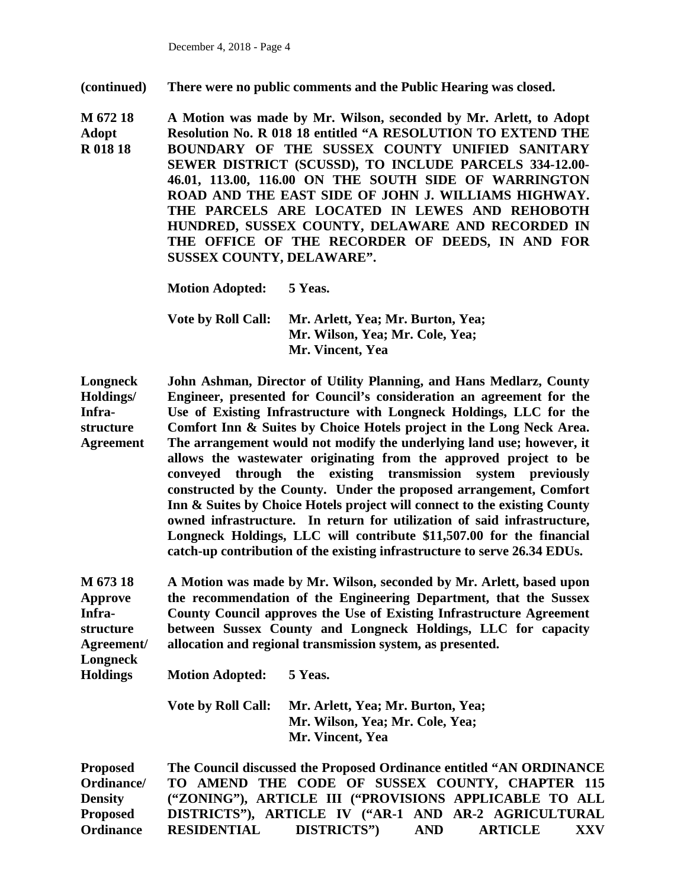**(continued)** **There were no public comments and the Public Hearing was closed.**

**M 672 18 Adopt R 018 18** **A Motion was made by Mr. Wilson, seconded by Mr. Arlett, to Adopt Resolution No. R 018 18 entitled "A RESOLUTION TO EXTEND THE BOUNDARY OF THE SUSSEX COUNTY UNIFIED SANITARY SEWER DISTRICT (SCUSSD), TO INCLUDE PARCELS 334-12.00-46.01, 113.00, 116.00 ON THE SOUTH SIDE OF WARRINGTON ROAD AND THE EAST SIDE OF JOHN J. WILLIAMS HIGHWAY. THE PARCELS ARE LOCATED IN LEWES AND REHOBOTH HUNDRED, SUSSEX COUNTY, DELAWARE AND RECORDED IN THE OFFICE OF THE RECORDER OF DEEDS, IN AND FOR SUSSEX COUNTY, DELAWARE".**

**Motion Adopted: 5 Yeas.**

**Vote by Roll Call: Mr. Arlett, Yea; Mr. Burton, Yea; Mr. Wilson, Yea; Mr. Cole, Yea; Mr. Vincent, Yea**

**Longneck Holdings/ Infrastructure Agreement** **John Ashman, Director of Utility Planning, and Hans Medlarz, County Engineer, presented for Council's consideration an agreement for the Use of Existing Infrastructure with Longneck Holdings, LLC for the Comfort Inn & Suites by Choice Hotels project in the Long Neck Area. The arrangement would not modify the underlying land use; however, it allows the wastewater originating from the approved project to be conveyed through the existing transmission system previously constructed by the County. Under the proposed arrangement, Comfort Inn & Suites by Choice Hotels project will connect to the existing County owned infrastructure. In return for utilization of said infrastructure, Longneck Holdings, LLC will contribute \$11,507.00 for the financial catch-up contribution of the existing infrastructure to serve 26.34 EDUs.**

**M 673 18 Approve Infrastructure Agreement/ Longneck Holdings** **A Motion was made by Mr. Wilson, seconded by Mr. Arlett, based upon the recommendation of the Engineering Department, that the Sussex County Council approves the Use of Existing Infrastructure Agreement between Sussex County and Longneck Holdings, LLC for capacity allocation and regional transmission system, as presented.**

**Motion Adopted: 5 Yeas.**

**Vote by Roll Call: Mr. Arlett, Yea; Mr. Burton, Yea; Mr. Wilson, Yea; Mr. Cole, Yea; Mr. Vincent, Yea**

**Proposed Ordinance/ Density Proposed Ordinance** **The Council discussed the Proposed Ordinance entitled "AN ORDINANCE TO AMEND THE CODE OF SUSSEX COUNTY, CHAPTER 115 ("ZONING"), ARTICLE III ("PROVISIONS APPLICABLE TO ALL DISTRICTS"), ARTICLE IV ("AR-1 AND AR-2 AGRICULTURAL RESIDENTIAL DISTRICTS") AND ARTICLE XXV**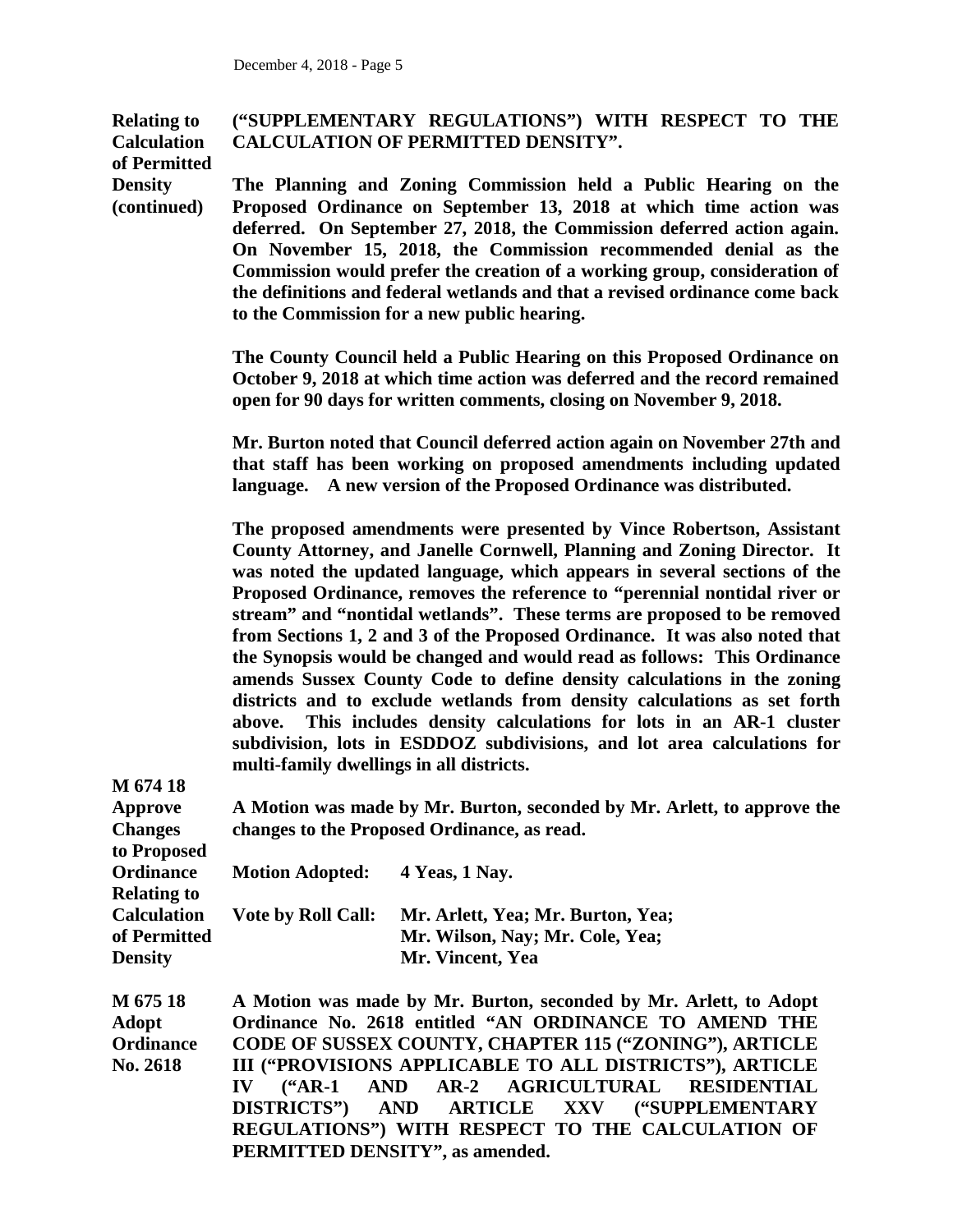**Relating to Calculation of Permitted Density (continued)**

**("SUPPLEMENTARY REGULATIONS") WITH RESPECT TO THE CALCULATION OF PERMITTED DENSITY".**

**The Planning and Zoning Commission held a Public Hearing on the Proposed Ordinance on September 13, 2018 at which time action was deferred. On September 27, 2018, the Commission deferred action again. On November 15, 2018, the Commission recommended denial as the Commission would prefer the creation of a working group, consideration of the definitions and federal wetlands and that a revised ordinance come back to the Commission for a new public hearing.**

**The County Council held a Public Hearing on this Proposed Ordinance on October 9, 2018 at which time action was deferred and the record remained open for 90 days for written comments, closing on November 9, 2018.**

**Mr. Burton noted that Council deferred action again on November 27th and that staff has been working on proposed amendments including updated language. A new version of the Proposed Ordinance was distributed.**

**The proposed amendments were presented by Vince Robertson, Assistant County Attorney, and Janelle Cornwell, Planning and Zoning Director. It was noted the updated language, which appears in several sections of the Proposed Ordinance, removes the reference to "perennial nontidal river or stream" and "nontidal wetlands". These terms are proposed to be removed from Sections 1, 2 and 3 of the Proposed Ordinance. It was also noted that the Synopsis would be changed and would read as follows: This Ordinance amends Sussex County Code to define density calculations in the zoning districts and to exclude wetlands from density calculations as set forth above. This includes density calculations for lots in an AR-1 cluster subdivision, lots in ESDDOZ subdivisions, and lot area calculations for multi-family dwellings in all districts.**

**M 674 18 Approve Changes to Proposed Ordinance Relating to Calculation of Permitted Density**

**A Motion was made by Mr. Burton, seconded by Mr. Arlett, to approve the changes to the Proposed Ordinance, as read.**

**Motion Adopted: 4 Yeas, 1 Nay.**

**Vote by Roll Call: Mr. Arlett, Yea; Mr. Burton, Yea; Mr. Wilson, Nay; Mr. Cole, Yea; Mr. Vincent, Yea**

**M 675 18 Adopt Ordinance No. 2618**

**A Motion was made by Mr. Burton, seconded by Mr. Arlett, to Adopt Ordinance No. 2618 entitled "AN ORDINANCE TO AMEND THE CODE OF SUSSEX COUNTY, CHAPTER 115 ("ZONING"), ARTICLE III ("PROVISIONS APPLICABLE TO ALL DISTRICTS"), ARTICLE IV ("AR-1 AND AR-2 AGRICULTURAL RESIDENTIAL DISTRICTS") AND ARTICLE XXV ("SUPPLEMENTARY REGULATIONS") WITH RESPECT TO THE CALCULATION OF PERMITTED DENSITY", as amended.**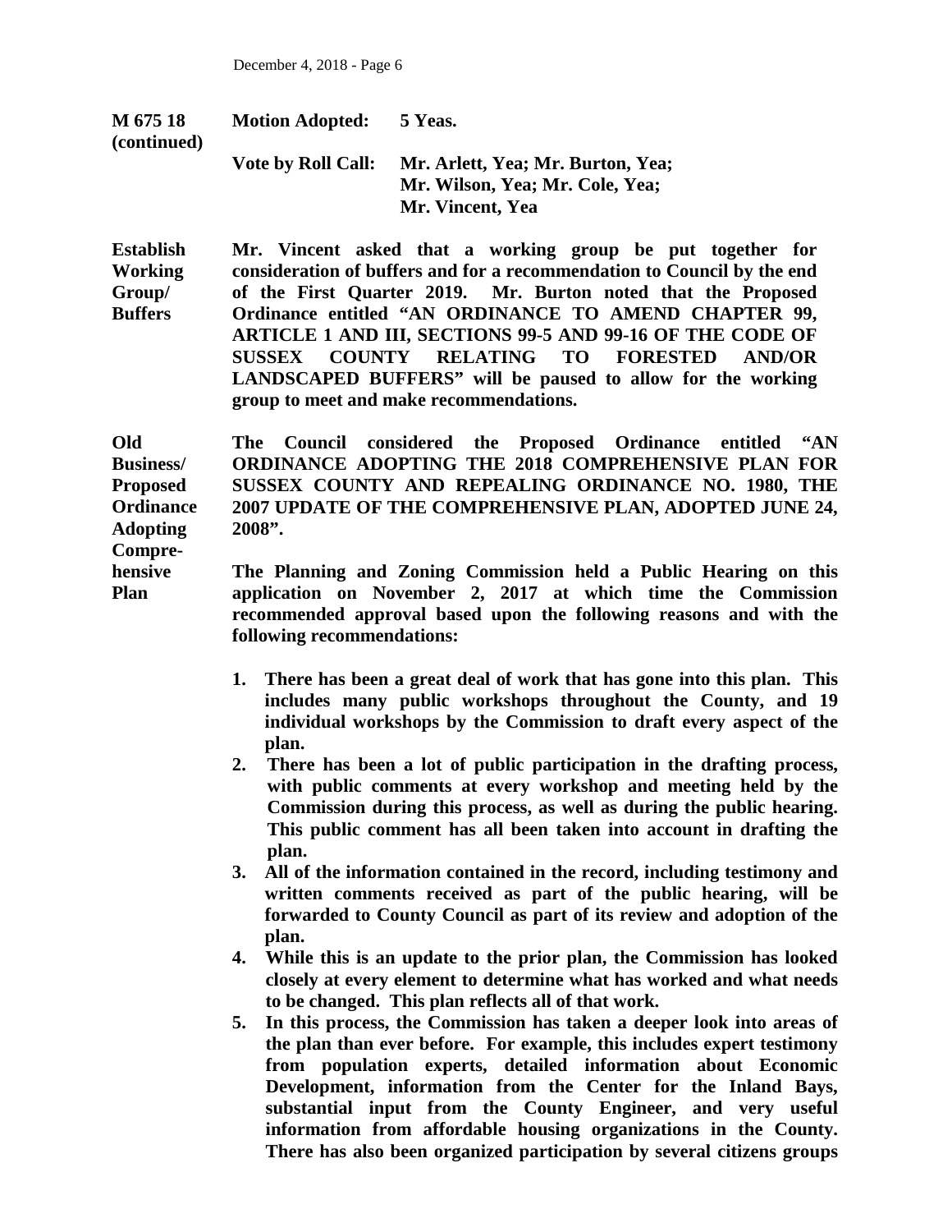**M 675 18 (continued)**

**Motion Adopted: 5 Yeas.**

**Vote by Roll Call: Mr. Arlett, Yea; Mr. Burton, Yea; Mr. Wilson, Yea; Mr. Cole, Yea; Mr. Vincent, Yea**

**Establish Working Group/ Buffers**

**Mr. Vincent asked that a working group be put together for consideration of buffers and for a recommendation to Council by the end of the First Quarter 2019. Mr. Burton noted that the Proposed Ordinance entitled "AN ORDINANCE TO AMEND CHAPTER 99, ARTICLE 1 AND III, SECTIONS 99-5 AND 99-16 OF THE CODE OF SUSSEX COUNTY RELATING TO FORESTED AND/OR LANDSCAPED BUFFERS" will be paused to allow for the working group to meet and make recommendations.**

**Old Business/ Proposed Ordinance Adopting Compre- hensive Plan**

**The Council considered the Proposed Ordinance entitled "AN ORDINANCE ADOPTING THE 2018 COMPREHENSIVE PLAN FOR SUSSEX COUNTY AND REPEALING ORDINANCE NO. 1980, THE 2007 UPDATE OF THE COMPREHENSIVE PLAN, ADOPTED JUNE 24, 2008".**

**The Planning and Zoning Commission held a Public Hearing on this application on November 2, 2017 at which time the Commission recommended approval based upon the following reasons and with the following recommendations:**

1. **There has been a great deal of work that has gone into this plan. This includes many public workshops throughout the County, and 19 individual workshops by the Commission to draft every aspect of the plan.**
2. **There has been a lot of public participation in the drafting process, with public comments at every workshop and meeting held by the Commission during this process, as well as during the public hearing. This public comment has all been taken into account in drafting the plan.**
3. **All of the information contained in the record, including testimony and written comments received as part of the public hearing, will be forwarded to County Council as part of its review and adoption of the plan.**
4. **While this is an update to the prior plan, the Commission has looked closely at every element to determine what has worked and what needs to be changed. This plan reflects all of that work.**
5. **In this process, the Commission has taken a deeper look into areas of the plan than ever before. For example, this includes expert testimony from population experts, detailed information about Economic Development, information from the Center for the Inland Bays, substantial input from the County Engineer, and very useful information from affordable housing organizations in the County. There has also been organized participation by several citizens groups**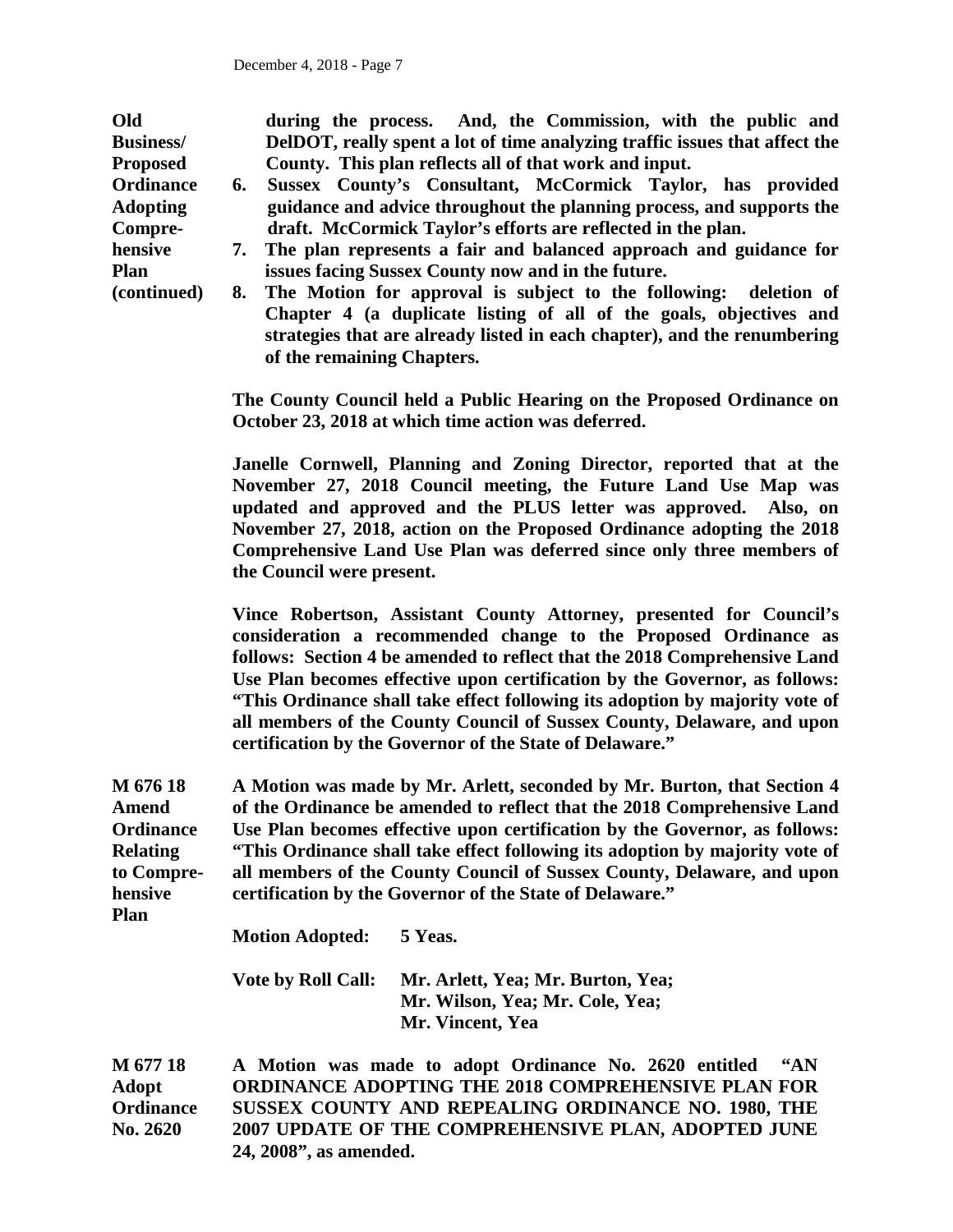**Old Business/ Proposed Ordinance Adopting Comprehensive Plan (continued)**

**during the process. And, the Commission, with the public and DelDOT, really spent a lot of time analyzing traffic issues that affect the County. This plan reflects all of that work and input.**

6. **Sussex County's Consultant, McCormick Taylor, has provided guidance and advice throughout the planning process, and supports the draft. McCormick Taylor's efforts are reflected in the plan.**
7. **The plan represents a fair and balanced approach and guidance for issues facing Sussex County now and in the future.**
8. **The Motion for approval is subject to the following: deletion of Chapter 4 (a duplicate listing of all of the goals, objectives and strategies that are already listed in each chapter), and the renumbering of the remaining Chapters.**

**The County Council held a Public Hearing on the Proposed Ordinance on October 23, 2018 at which time action was deferred.**

**Janelle Cornwell, Planning and Zoning Director, reported that at the November 27, 2018 Council meeting, the Future Land Use Map was updated and approved and the PLUS letter was approved. Also, on November 27, 2018, action on the Proposed Ordinance adopting the 2018 Comprehensive Land Use Plan was deferred since only three members of the Council were present.**

**Vince Robertson, Assistant County Attorney, presented for Council's consideration a recommended change to the Proposed Ordinance as follows: Section 4 be amended to reflect that the 2018 Comprehensive Land Use Plan becomes effective upon certification by the Governor, as follows: "This Ordinance shall take effect following its adoption by majority vote of all members of the County Council of Sussex County, Delaware, and upon certification by the Governor of the State of Delaware."**

**M 676 18 Amend Ordinance Relating to Comprehensive Plan**

**A Motion was made by Mr. Arlett, seconded by Mr. Burton, that Section 4 of the Ordinance be amended to reflect that the 2018 Comprehensive Land Use Plan becomes effective upon certification by the Governor, as follows: "This Ordinance shall take effect following its adoption by majority vote of all members of the County Council of Sussex County, Delaware, and upon certification by the Governor of the State of Delaware."**

**Motion Adopted:** **5 Yeas.**

**Vote by Roll Call:** **Mr. Arlett, Yea; Mr. Burton, Yea; Mr. Wilson, Yea; Mr. Cole, Yea; Mr. Vincent, Yea**

**M 677 18 Adopt Ordinance No. 2620**

**A Motion was made to adopt Ordinance No. 2620 entitled "AN ORDINANCE ADOPTING THE 2018 COMPREHENSIVE PLAN FOR SUSSEX COUNTY AND REPEALING ORDINANCE NO. 1980, THE 2007 UPDATE OF THE COMPREHENSIVE PLAN, ADOPTED JUNE 24, 2008", as amended.**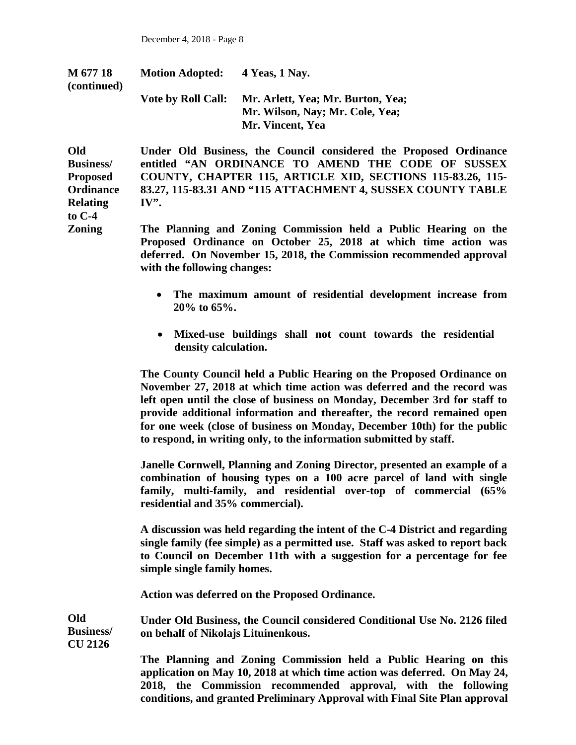**M 677 18 (continued)**

**Motion Adopted: 4 Yeas, 1 Nay.**

**Vote by Roll Call: Mr. Arlett, Yea; Mr. Burton, Yea; Mr. Wilson, Nay; Mr. Cole, Yea; Mr. Vincent, Yea**

**Old Business/ Proposed Ordinance Relating to C-4 Zoning**

**Under Old Business, the Council considered the Proposed Ordinance entitled "AN ORDINANCE TO AMEND THE CODE OF SUSSEX COUNTY, CHAPTER 115, ARTICLE XID, SECTIONS 115-83.26, 115-83.27, 115-83.31 AND "115 ATTACHMENT 4, SUSSEX COUNTY TABLE IV".**

**The Planning and Zoning Commission held a Public Hearing on the Proposed Ordinance on October 25, 2018 at which time action was deferred. On November 15, 2018, the Commission recommended approval with the following changes:**

- **The maximum amount of residential development increase from 20% to 65%.**
- **Mixed-use buildings shall not count towards the residential density calculation.**

**The County Council held a Public Hearing on the Proposed Ordinance on November 27, 2018 at which time action was deferred and the record was left open until the close of business on Monday, December 3rd for staff to provide additional information and thereafter, the record remained open for one week (close of business on Monday, December 10th) for the public to respond, in writing only, to the information submitted by staff.**

**Janelle Cornwell, Planning and Zoning Director, presented an example of a combination of housing types on a 100 acre parcel of land with single family, multi-family, and residential over-top of commercial (65% residential and 35% commercial).**

**A discussion was held regarding the intent of the C-4 District and regarding single family (fee simple) as a permitted use. Staff was asked to report back to Council on December 11th with a suggestion for a percentage for fee simple single family homes.**

**Action was deferred on the Proposed Ordinance.**

**Old Business/ CU 2126**

**Under Old Business, the Council considered Conditional Use No. 2126 filed on behalf of Nikolajs Lituinenkous.**

**The Planning and Zoning Commission held a Public Hearing on this application on May 10, 2018 at which time action was deferred. On May 24, 2018, the Commission recommended approval, with the following conditions, and granted Preliminary Approval with Final Site Plan approval**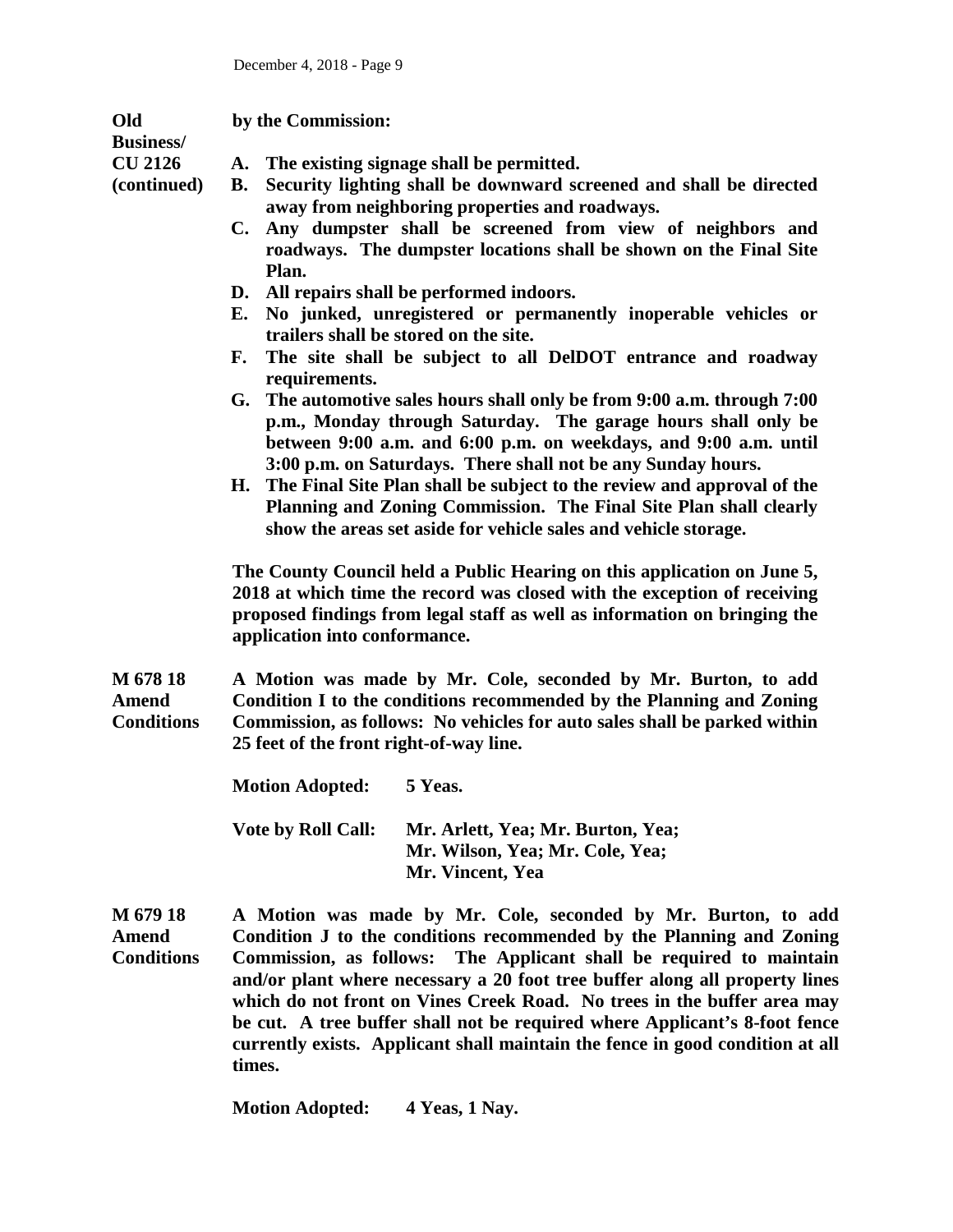**Old Business/ CU 2126 (continued)**

**by the Commission:**

**A. The existing signage shall be permitted.**
**B. Security lighting shall be downward screened and shall be directed away from neighboring properties and roadways.**
**C. Any dumpster shall be screened from view of neighbors and roadways. The dumpster locations shall be shown on the Final Site Plan.**
**D. All repairs shall be performed indoors.**
**E. No junked, unregistered or permanently inoperable vehicles or trailers shall be stored on the site.**
**F. The site shall be subject to all DelDOT entrance and roadway requirements.**
**G. The automotive sales hours shall only be from 9:00 a.m. through 7:00 p.m., Monday through Saturday. The garage hours shall only be between 9:00 a.m. and 6:00 p.m. on weekdays, and 9:00 a.m. until 3:00 p.m. on Saturdays. There shall not be any Sunday hours.**
**H. The Final Site Plan shall be subject to the review and approval of the Planning and Zoning Commission. The Final Site Plan shall clearly show the areas set aside for vehicle sales and vehicle storage.**

**The County Council held a Public Hearing on this application on June 5, 2018 at which time the record was closed with the exception of receiving proposed findings from legal staff as well as information on bringing the application into conformance.**

**M 678 18 Amend Conditions**

**A Motion was made by Mr. Cole, seconded by Mr. Burton, to add Condition I to the conditions recommended by the Planning and Zoning Commission, as follows: No vehicles for auto sales shall be parked within 25 feet of the front right-of-way line.**

**Motion Adopted:** **5 Yeas.**

**Vote by Roll Call:** **Mr. Arlett, Yea; Mr. Burton, Yea; Mr. Wilson, Yea; Mr. Cole, Yea; Mr. Vincent, Yea**

**M 679 18 Amend Conditions**

**A Motion was made by Mr. Cole, seconded by Mr. Burton, to add Condition J to the conditions recommended by the Planning and Zoning Commission, as follows: The Applicant shall be required to maintain and/or plant where necessary a 20 foot tree buffer along all property lines which do not front on Vines Creek Road. No trees in the buffer area may be cut. A tree buffer shall not be required where Applicant's 8-foot fence currently exists. Applicant shall maintain the fence in good condition at all times.**

**Motion Adopted:** **4 Yeas, 1 Nay.**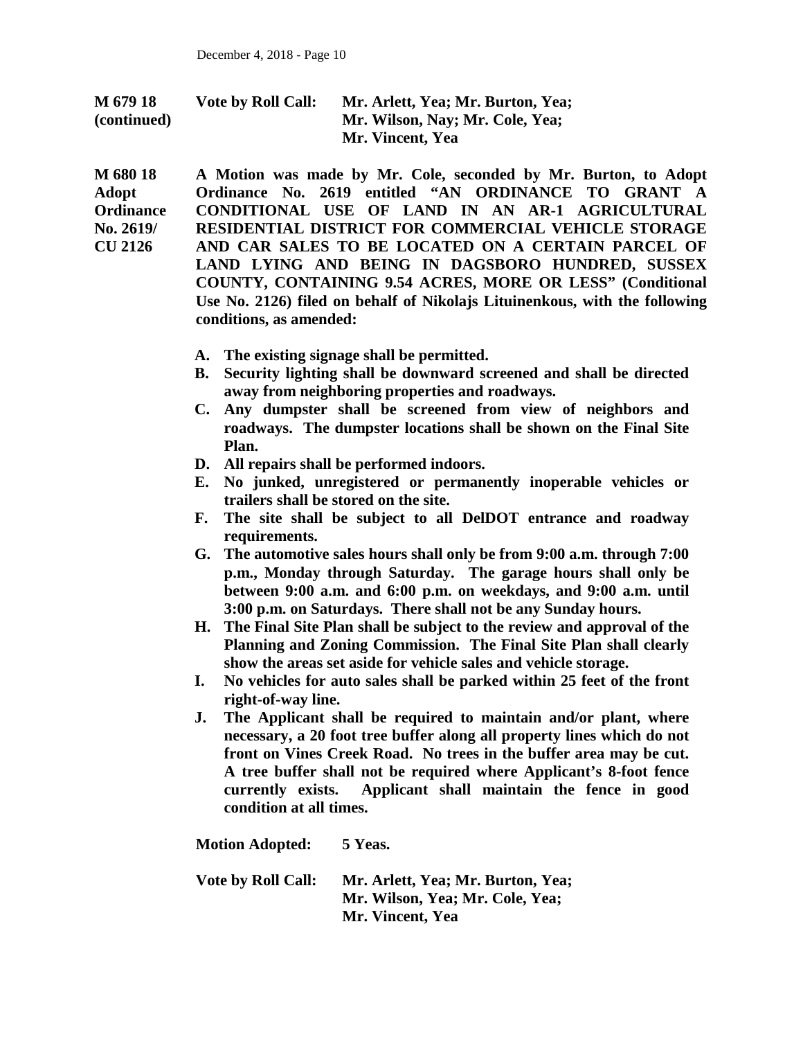**M 679 18 (continued)** **Vote by Roll Call:** **Mr. Arlett, Yea; Mr. Burton, Yea; Mr. Wilson, Nay; Mr. Cole, Yea; Mr. Vincent, Yea**

**M 680 18 Adopt Ordinance No. 2619/ CU 2126**

**A Motion was made by Mr. Cole, seconded by Mr. Burton, to Adopt Ordinance No. 2619 entitled "AN ORDINANCE TO GRANT A CONDITIONAL USE OF LAND IN AN AR-1 AGRICULTURAL RESIDENTIAL DISTRICT FOR COMMERCIAL VEHICLE STORAGE AND CAR SALES TO BE LOCATED ON A CERTAIN PARCEL OF LAND LYING AND BEING IN DAGSBORO HUNDRED, SUSSEX COUNTY, CONTAINING 9.54 ACRES, MORE OR LESS" (Conditional Use No. 2126) filed on behalf of Nikolajs Lituinenkous, with the following conditions, as amended:**

**A. The existing signage shall be permitted.**

**B. Security lighting shall be downward screened and shall be directed away from neighboring properties and roadways.**

**C. Any dumpster shall be screened from view of neighbors and roadways. The dumpster locations shall be shown on the Final Site Plan.**

**D. All repairs shall be performed indoors.**

**E. No junked, unregistered or permanently inoperable vehicles or trailers shall be stored on the site.**

**F. The site shall be subject to all DelDOT entrance and roadway requirements.**

**G. The automotive sales hours shall only be from 9:00 a.m. through 7:00 p.m., Monday through Saturday. The garage hours shall only be between 9:00 a.m. and 6:00 p.m. on weekdays, and 9:00 a.m. until 3:00 p.m. on Saturdays. There shall not be any Sunday hours.**

**H. The Final Site Plan shall be subject to the review and approval of the Planning and Zoning Commission. The Final Site Plan shall clearly show the areas set aside for vehicle sales and vehicle storage.**

**I. No vehicles for auto sales shall be parked within 25 feet of the front right-of-way line.**

**J. The Applicant shall be required to maintain and/or plant, where necessary, a 20 foot tree buffer along all property lines which do not front on Vines Creek Road. No trees in the buffer area may be cut. A tree buffer shall not be required where Applicant's 8-foot fence currently exists. Applicant shall maintain the fence in good condition at all times.**

**Motion Adopted:** **5 Yeas.**

**Vote by Roll Call:** **Mr. Arlett, Yea; Mr. Burton, Yea; Mr. Wilson, Yea; Mr. Cole, Yea; Mr. Vincent, Yea**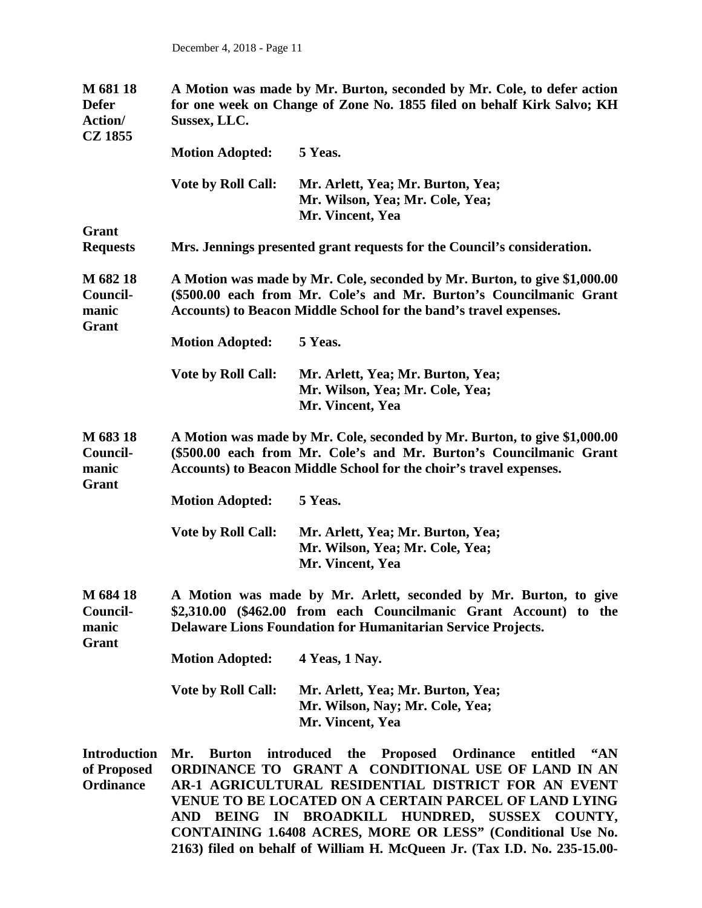**M 681 18**
**Defer Action/ CZ 1855**

**A Motion was made by Mr. Burton, seconded by Mr. Cole, to defer action for one week on Change of Zone No. 1855 filed on behalf Kirk Salvo; KH Sussex, LLC.**

**Motion Adopted:** **5 Yeas.**

**Vote by Roll Call:** **Mr. Arlett, Yea; Mr. Burton, Yea; Mr. Wilson, Yea; Mr. Cole, Yea; Mr. Vincent, Yea**

**Grant Requests**

**Mrs. Jennings presented grant requests for the Council's consideration.**

**M 682 18**
**Councilmanic Grant**

**A Motion was made by Mr. Cole, seconded by Mr. Burton, to give $1,000.00 ($500.00 each from Mr. Cole's and Mr. Burton's Councilmanic Grant Accounts) to Beacon Middle School for the band's travel expenses.**

**Motion Adopted:** **5 Yeas.**

**Vote by Roll Call:** **Mr. Arlett, Yea; Mr. Burton, Yea; Mr. Wilson, Yea; Mr. Cole, Yea; Mr. Vincent, Yea**

**M 683 18**
**Councilmanic Grant**

**A Motion was made by Mr. Cole, seconded by Mr. Burton, to give $1,000.00 ($500.00 each from Mr. Cole's and Mr. Burton's Councilmanic Grant Accounts) to Beacon Middle School for the choir's travel expenses.**

**Motion Adopted:** **5 Yeas.**

**Vote by Roll Call:** **Mr. Arlett, Yea; Mr. Burton, Yea; Mr. Wilson, Yea; Mr. Cole, Yea; Mr. Vincent, Yea**

**M 684 18**
**Councilmanic Grant**

**A Motion was made by Mr. Arlett, seconded by Mr. Burton, to give $2,310.00 ($462.00 from each Councilmanic Grant Account) to the Delaware Lions Foundation for Humanitarian Service Projects.**

**Motion Adopted:** **4 Yeas, 1 Nay.**

**Vote by Roll Call:** **Mr. Arlett, Yea; Mr. Burton, Yea; Mr. Wilson, Nay; Mr. Cole, Yea; Mr. Vincent, Yea**

**Introduction of Proposed Ordinance**

**Mr. Burton introduced the Proposed Ordinance entitled "AN ORDINANCE TO GRANT A CONDITIONAL USE OF LAND IN AN AR-1 AGRICULTURAL RESIDENTIAL DISTRICT FOR AN EVENT VENUE TO BE LOCATED ON A CERTAIN PARCEL OF LAND LYING AND BEING IN BROADKILL HUNDRED, SUSSEX COUNTY, CONTAINING 1.6408 ACRES, MORE OR LESS" (Conditional Use No. 2163) filed on behalf of William H. McQueen Jr. (Tax I.D. No. 235-15.00-**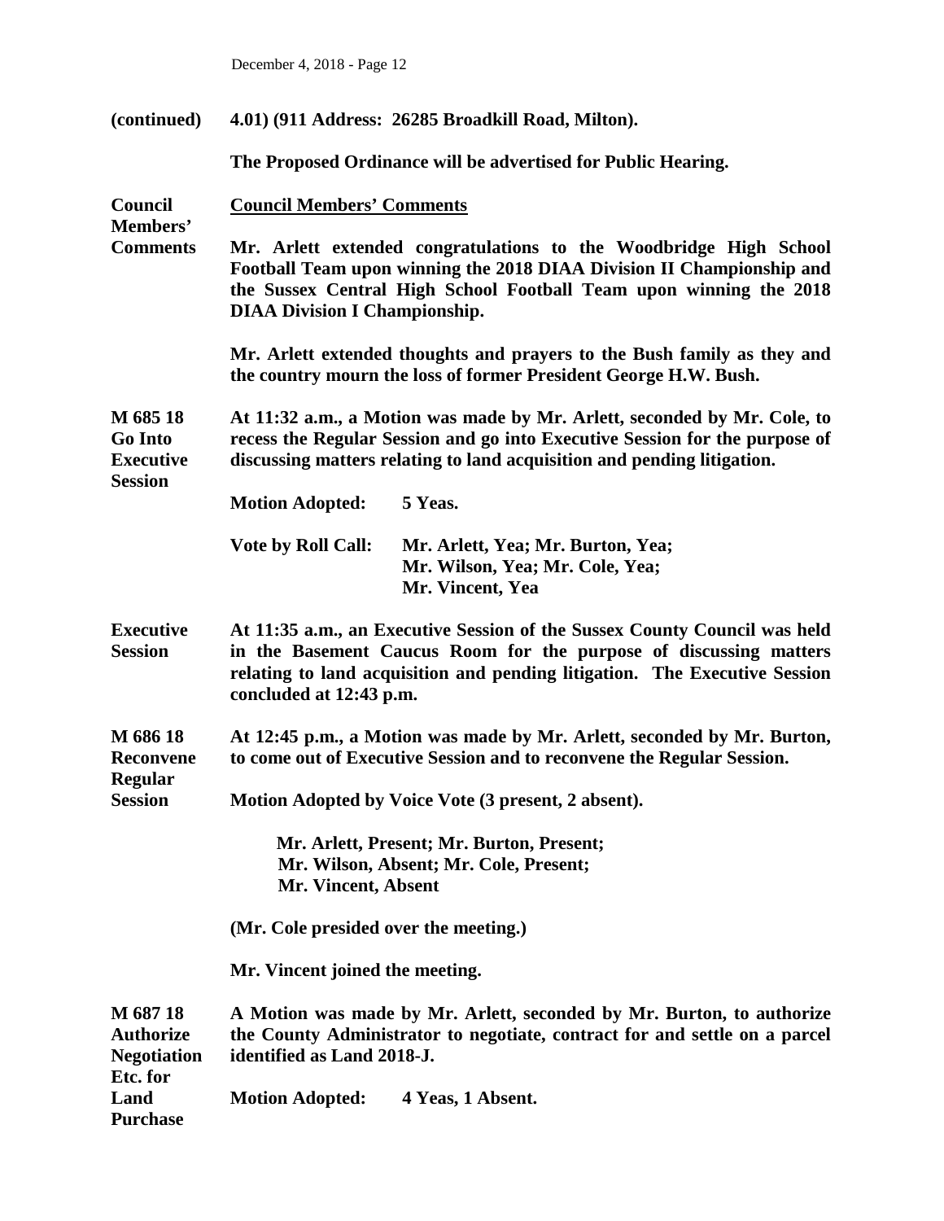**(continued)** **4.01) (911 Address: 26285 Broadkill Road, Milton).**

**The Proposed Ordinance will be advertised for Public Hearing.**

**Council Members' Comments**

**Council Members' Comments**

**Mr. Arlett extended congratulations to the Woodbridge High School Football Team upon winning the 2018 DIAA Division II Championship and the Sussex Central High School Football Team upon winning the 2018 DIAA Division I Championship.**

**Mr. Arlett extended thoughts and prayers to the Bush family as they and the country mourn the loss of former President George H.W. Bush.**

**M 685 18 Go Into Executive Session**

**At 11:32 a.m., a Motion was made by Mr. Arlett, seconded by Mr. Cole, to recess the Regular Session and go into Executive Session for the purpose of discussing matters relating to land acquisition and pending litigation.**

**Motion Adopted:** **5 Yeas.**

**Vote by Roll Call:** **Mr. Arlett, Yea; Mr. Burton, Yea; Mr. Wilson, Yea; Mr. Cole, Yea; Mr. Vincent, Yea**

**Executive Session**

**At 11:35 a.m., an Executive Session of the Sussex County Council was held in the Basement Caucus Room for the purpose of discussing matters relating to land acquisition and pending litigation. The Executive Session concluded at 12:43 p.m.**

**M 686 18 Reconvene Regular Session**

**At 12:45 p.m., a Motion was made by Mr. Arlett, seconded by Mr. Burton, to come out of Executive Session and to reconvene the Regular Session.**

**Motion Adopted by Voice Vote (3 present, 2 absent).**

**Mr. Arlett, Present; Mr. Burton, Present; Mr. Wilson, Absent; Mr. Cole, Present; Mr. Vincent, Absent**

**(Mr. Cole presided over the meeting.)**

**Mr. Vincent joined the meeting.**

**M 687 18 Authorize Negotiation Etc. for Land Purchase**

**A Motion was made by Mr. Arlett, seconded by Mr. Burton, to authorize the County Administrator to negotiate, contract for and settle on a parcel identified as Land 2018-J.**

**Motion Adopted:** **4 Yeas, 1 Absent.**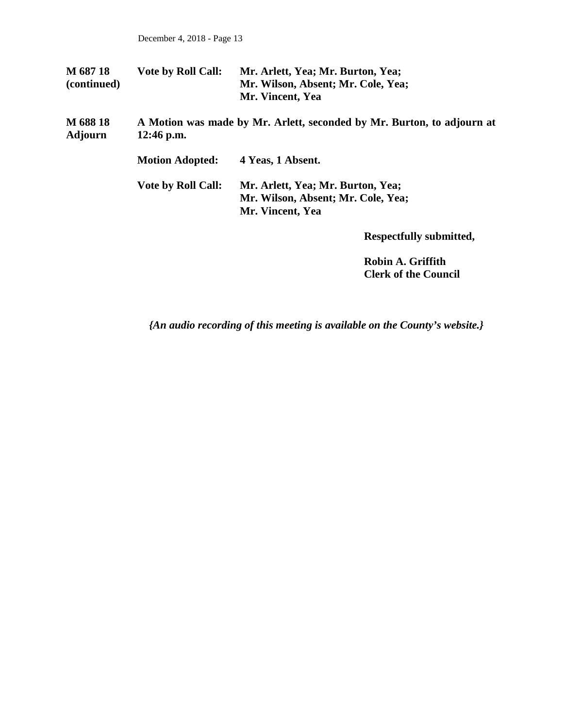| | | |
|---|---|---|
| **M 687 18 (continued)** | **Vote by Roll Call:** | **Mr. Arlett, Yea; Mr. Burton, Yea; Mr. Wilson, Absent; Mr. Cole, Yea; Mr. Vincent, Yea** |

**M 688 18 Adjourn** **A Motion was made by Mr. Arlett, seconded by Mr. Burton, to adjourn at 12:46 p.m.**

| | |
|---|---|
| **Motion Adopted:** | **4 Yeas, 1 Absent.** |
| **Vote by Roll Call:** | **Mr. Arlett, Yea; Mr. Burton, Yea; Mr. Wilson, Absent; Mr. Cole, Yea; Mr. Vincent, Yea** |

**Respectfully submitted,**

**Robin A. Griffith**
**Clerk of the Council**

***{An audio recording of this meeting is available on the County's website.}***